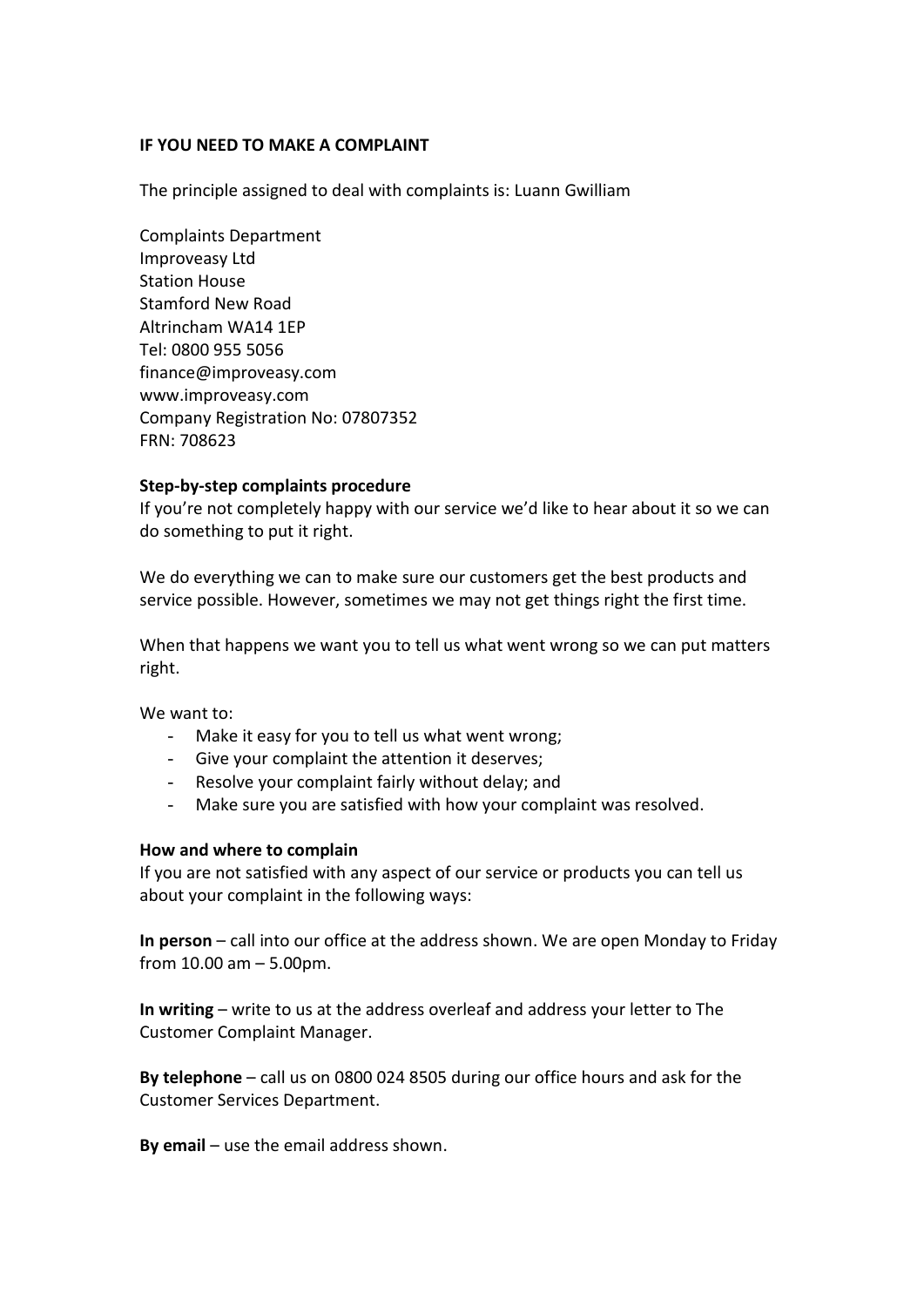**IF YOU NEED TO MAKE A COMPLAINT**

The principle assigned to deal with complaints is: Luann Gwilliam

Complaints Department
Improveasy Ltd
Station House
Stamford New Road
Altrincham WA14 1EP
Tel: 0800 955 5056
finance@improveasy.com
www.improveasy.com
Company Registration No: 07807352
FRN: 708623

**Step-by-step complaints procedure**

If you're not completely happy with our service we'd like to hear about it so we can do something to put it right.

We do everything we can to make sure our customers get the best products and service possible. However, sometimes we may not get things right the first time.

When that happens we want you to tell us what went wrong so we can put matters right.

We want to:

- Make it easy for you to tell us what went wrong;
- Give your complaint the attention it deserves;
- Resolve your complaint fairly without delay; and
- Make sure you are satisfied with how your complaint was resolved.

**How and where to complain**

If you are not satisfied with any aspect of our service or products you can tell us about your complaint in the following ways:

**In person** – call into our office at the address shown. We are open Monday to Friday from 10.00 am – 5.00pm.

**In writing** – write to us at the address overleaf and address your letter to The Customer Complaint Manager.

**By telephone** – call us on 0800 024 8505 during our office hours and ask for the Customer Services Department.

**By email** – use the email address shown.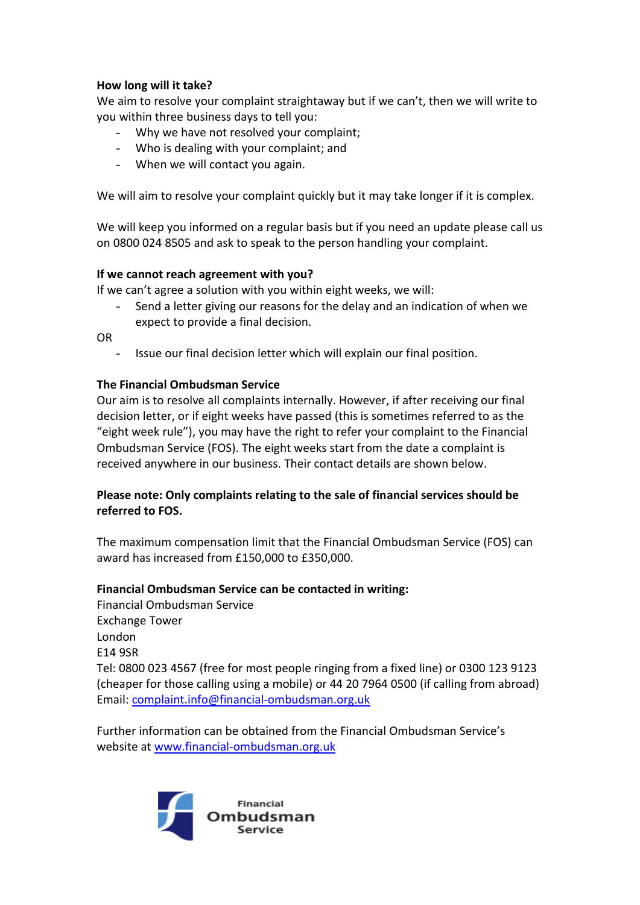**How long will it take?**

We aim to resolve your complaint straightaway but if we can't, then we will write to you within three business days to tell you:

- Why we have not resolved your complaint;
- Who is dealing with your complaint; and
- When we will contact you again.

We will aim to resolve your complaint quickly but it may take longer if it is complex.

We will keep you informed on a regular basis but if you need an update please call us on 0800 024 8505 and ask to speak to the person handling your complaint.

**If we cannot reach agreement with you?**

If we can't agree a solution with you within eight weeks, we will:

- Send a letter giving our reasons for the delay and an indication of when we expect to provide a final decision.

OR

- Issue our final decision letter which will explain our final position.

**The Financial Ombudsman Service**

Our aim is to resolve all complaints internally. However, if after receiving our final decision letter, or if eight weeks have passed (this is sometimes referred to as the "eight week rule"), you may have the right to refer your complaint to the Financial Ombudsman Service (FOS). The eight weeks start from the date a complaint is received anywhere in our business. Their contact details are shown below.

**Please note: Only complaints relating to the sale of financial services should be referred to FOS.**

The maximum compensation limit that the Financial Ombudsman Service (FOS) can award has increased from £150,000 to £350,000.

**Financial Ombudsman Service can be contacted in writing:**

Financial Ombudsman Service
Exchange Tower
London
E14 9SR
Tel: 0800 023 4567 (free for most people ringing from a fixed line) or 0300 123 9123 (cheaper for those calling using a mobile) or 44 20 7964 0500 (if calling from abroad)
Email: complaint.info@financial-ombudsman.org.uk

Further information can be obtained from the Financial Ombudsman Service's website at www.financial-ombudsman.org.uk

Financial Ombudsman Service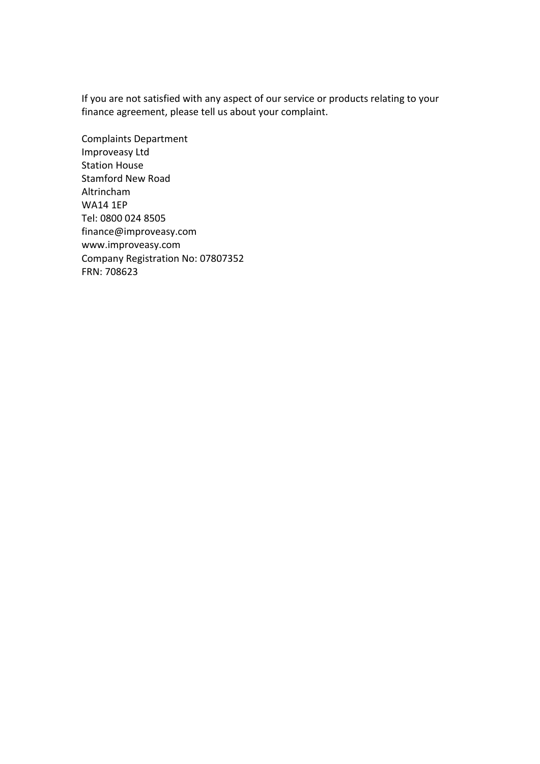If you are not satisfied with any aspect of our service or products relating to your finance agreement, please tell us about your complaint.

Complaints Department
Improveasy Ltd
Station House
Stamford New Road
Altrincham
WA14 1EP
Tel: 0800 024 8505
finance@improveasy.com
www.improveasy.com
Company Registration No: 07807352
FRN: 708623